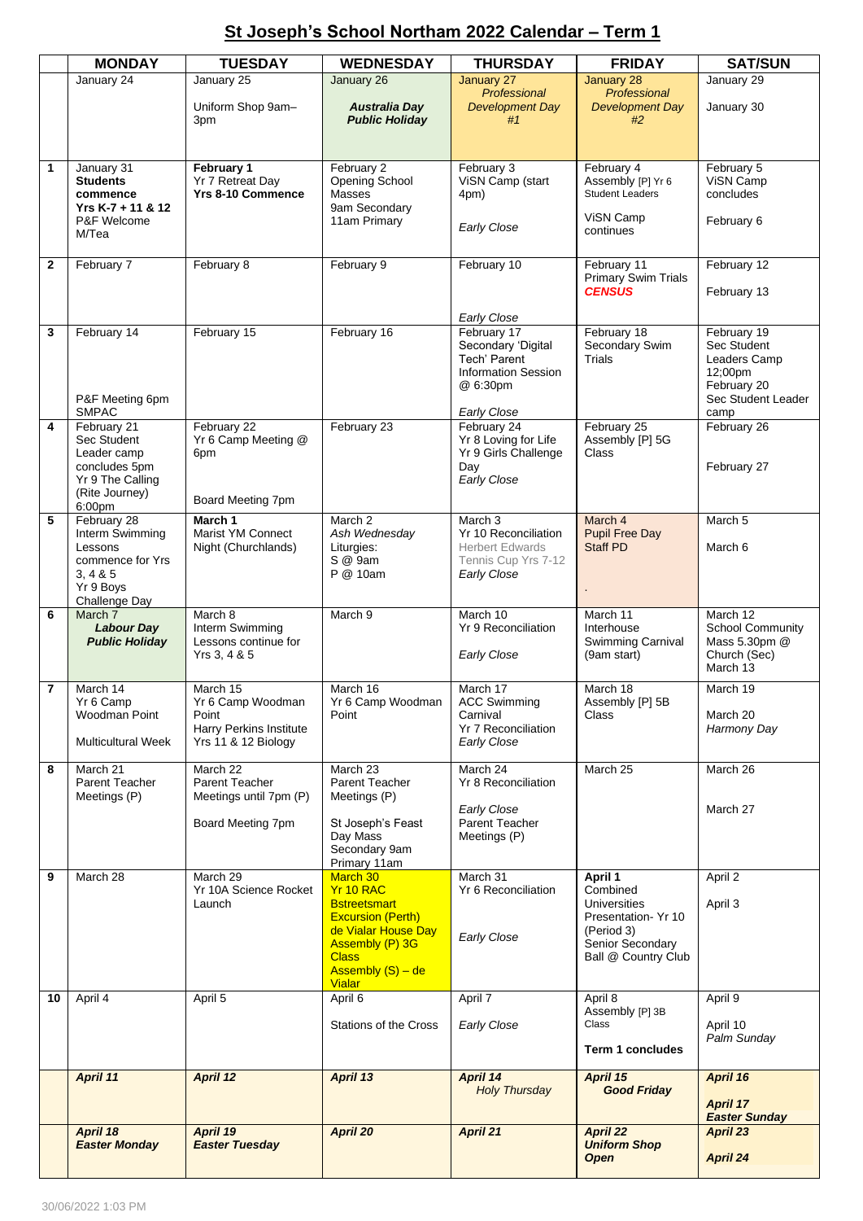# St Joseph's School Northam 2022 Calendar – Term 1

| | MONDAY | TUESDAY | WEDNESDAY | THURSDAY | FRIDAY | SAT/SUN |
|---|---|---|---|---|---|---|
| | January 24 | January 25<br><br>Uniform Shop 9am–3pm | January 26<br><br>***Australia Day Public Holiday*** | January 27<br>*Professional Development Day #1* | January 28<br>*Professional Development Day #2* | January 29<br><br>January 30 |
| **1** | January 31<br>**Students commence Yrs K-7 + 11 & 12**<br>P&F Welcome M/Tea | **February 1**<br>Yr 7 Retreat Day<br>**Yrs 8-10 Commence** | February 2<br>Opening School Masses<br>9am Secondary<br>11am Primary | February 3<br>ViSN Camp (start 4pm)<br><br>*Early Close* | February 4<br>Assembly [P] Yr 6 Student Leaders<br><br>ViSN Camp continues | February 5<br>ViSN Camp concludes<br><br>February 6 |
| **2** | February 7 | February 8 | February 9 | February 10<br><br><br>*Early Close* | February 11<br>Primary Swim Trials<br>***CENSUS*** | February 12<br><br>February 13 |
| **3** | February 14<br><br><br><br>P&F Meeting 6pm SMPAC | February 15 | February 16 | February 17<br>Secondary 'Digital Tech' Parent Information Session @ 6:30pm<br><br>*Early Close* | February 18<br>Secondary Swim Trials | February 19<br>Sec Student Leaders Camp 12;00pm<br>February 20<br>Sec Student Leader camp |
| **4** | February 21<br>Sec Student Leader camp concludes 5pm<br>Yr 9 The Calling (Rite Journey) 6:00pm | February 22<br>Yr 6 Camp Meeting @ 6pm<br><br><br>Board Meeting 7pm | February 23 | February 24<br>Yr 8 Loving for Life<br>Yr 9 Girls Challenge Day<br>*Early Close* | February 25<br>Assembly [P] 5G Class | February 26<br><br><br>February 27 |
| **5** | February 28<br>Interm Swimming Lessons commence for Yrs 3, 4 & 5<br>Yr 9 Boys Challenge Day | **March 1**<br>Marist YM Connect Night (Churchlands) | March 2<br>*Ash Wednesday*<br>Liturgies:<br>S @ 9am<br>P @ 10am | March 3<br>Yr 10 Reconciliation<br>Herbert Edwards Tennis Cup Yrs 7-12<br>*Early Close* | March 4<br>Pupil Free Day<br>Staff PD<br><br><br>. | March 5<br><br>March 6 |
| **6** | March 7<br>***Labour Day Public Holiday*** | March 8<br>Interm Swimming Lessons continue for Yrs 3, 4 & 5 | March 9 | March 10<br>Yr 9 Reconciliation<br><br>*Early Close* | March 11<br>Interhouse Swimming Carnival (9am start) | March 12<br>School Community Mass 5.30pm @ Church (Sec)<br>March 13 |
| **7** | March 14<br>Yr 6 Camp Woodman Point<br><br>Multicultural Week | March 15<br>Yr 6 Camp Woodman Point<br>Harry Perkins Institute Yrs 11 & 12 Biology | March 16<br>Yr 6 Camp Woodman Point | March 17<br>ACC Swimming Carnival<br>Yr 7 Reconciliation<br>*Early Close* | March 18<br>Assembly [P] 5B Class | March 19<br><br>March 20<br>*Harmony Day* |
| **8** | March 21<br>Parent Teacher Meetings (P) | March 22<br>Parent Teacher Meetings until 7pm (P)<br><br>Board Meeting 7pm | March 23<br>Parent Teacher Meetings (P)<br><br>St Joseph's Feast Day Mass<br>Secondary 9am<br>Primary 11am | March 24<br>Yr 8 Reconciliation<br><br>*Early Close*<br>Parent Teacher Meetings (P) | March 25 | March 26<br><br><br>March 27 |
| **9** | March 28 | March 29<br>Yr 10A Science Rocket Launch | March 30<br>Yr 10 RAC Bstreetsmart Excursion (Perth)<br>de Vialar House Day<br>Assembly (P) 3G Class<br>Assembly (S) – de Vialar | March 31<br>Yr 6 Reconciliation<br><br><br>*Early Close* | **April 1**<br>Combined Universities Presentation- Yr 10 (Period 3)<br>Senior Secondary Ball @ Country Club | April 2<br><br>April 3 |
| **10** | April 4 | April 5 | April 6<br><br>Stations of the Cross | April 7<br><br>*Early Close* | April 8<br>Assembly [P] 3B Class<br><br>**Term 1 concludes** | April 9<br><br>April 10<br>*Palm Sunday* |
| | ***April 11*** | ***April 12*** | ***April 13*** | ***April 14***<br>*Holy Thursday* | ***April 15***<br>***Good Friday*** | ***April 16***<br><br>***April 17***<br>***Easter Sunday*** |
| | ***April 18***<br>***Easter Monday*** | ***April 19***<br>***Easter Tuesday*** | ***April 20*** | ***April 21*** | ***April 22***<br>***Uniform Shop Open*** | ***April 23***<br><br>***April 24*** |

30/06/2022 1:03 PM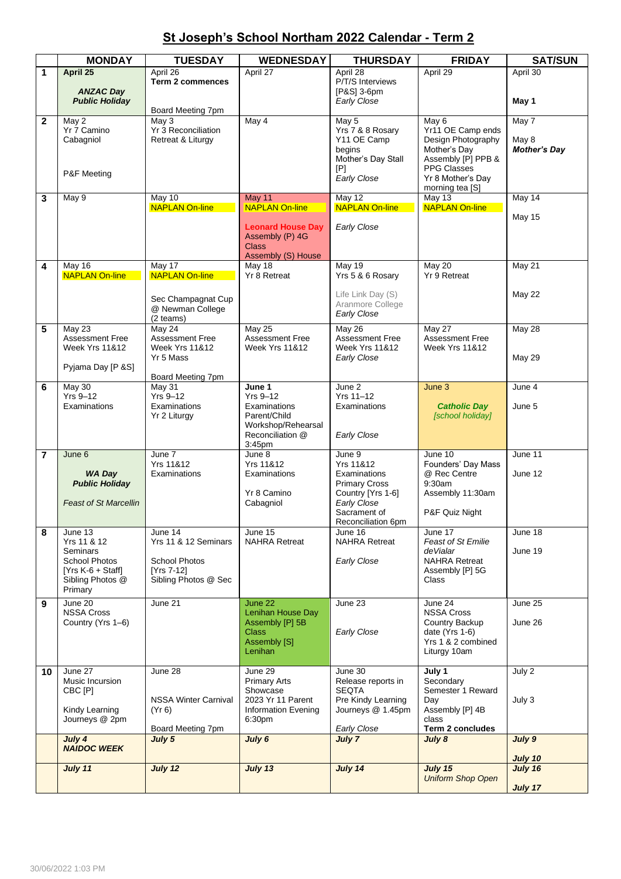## St Joseph's School Northam 2022 Calendar - Term 2

| | MONDAY | TUESDAY | WEDNESDAY | THURSDAY | FRIDAY | SAT/SUN |
|---|---|---|---|---|---|---|
| **1** | **April 25** <br> ***ANZAC Day Public Holiday*** | April 26 <br> **Term 2 commences** <br> Board Meeting 7pm | April 27 | April 28 <br> P/T/S Interviews [P&S] 3-6pm <br> *Early Close* | April 29 | April 30 <br> **May 1** |
| **2** | May 2 <br> Yr 7 Camino Cabagniol <br> P&F Meeting | May 3 <br> Yr 3 Reconciliation Retreat & Liturgy | May 4 | May 5 <br> Yrs 7 & 8 Rosary <br> Y11 OE Camp begins <br> Mother's Day Stall [P] <br> *Early Close* | May 6 <br> Yr11 OE Camp ends <br> Design Photography <br> Mother's Day Assembly [P] PPB & PPG Classes <br> Yr 8 Mother's Day morning tea [S] | May 7 <br> May 8 <br> ***Mother's Day*** |
| **3** | May 9 | May 10 <br> NAPLAN On-line | May 11 <br> NAPLAN On-line <br> **Leonard House Day** <br> Assembly (P) 4G Class <br> Assembly (S) House | May 12 <br> NAPLAN On-line <br> *Early Close* | May 13 <br> NAPLAN On-line | May 14 <br> May 15 |
| **4** | May 16 <br> NAPLAN On-line | May 17 <br> NAPLAN On-line <br> Sec Champagnat Cup @ Newman College (2 teams) | May 18 <br> Yr 8 Retreat | May 19 <br> Yrs 5 & 6 Rosary <br> Life Link Day (S) Aranmore College <br> *Early Close* | May 20 <br> Yr 9 Retreat | May 21 <br> May 22 |
| **5** | May 23 <br> Assessment Free Week Yrs 11&12 <br> Pyjama Day [P &S] | May 24 <br> Assessment Free Week Yrs 11&12 <br> Yr 5 Mass <br> Board Meeting 7pm | May 25 <br> Assessment Free Week Yrs 11&12 | May 26 <br> Assessment Free Week Yrs 11&12 <br> *Early Close* | May 27 <br> Assessment Free Week Yrs 11&12 | May 28 <br> May 29 |
| **6** | May 30 <br> Yrs 9–12 Examinations | May 31 <br> Yrs 9–12 Examinations <br> Yr 2 Liturgy | **June 1** <br> Yrs 9–12 Examinations <br> Parent/Child Workshop/Rehearsal Reconciliation @ 3:45pm | June 2 <br> Yrs 11–12 Examinations <br> *Early Close* | June 3 <br> ***Catholic Day*** <br> *[school holiday]* | June 4 <br> June 5 |
| **7** | June 6 <br> ***WA Day Public Holiday*** <br> *Feast of St Marcellin* | June 7 <br> Yrs 11&12 Examinations | June 8 <br> Yrs 11&12 Examinations <br> Yr 8 Camino Cabagniol | June 9 <br> Yrs 11&12 Examinations <br> Primary Cross Country [Yrs 1-6] <br> *Early Close* <br> Sacrament of Reconciliation 6pm | June 10 <br> Founders' Day Mass @ Rec Centre 9:30am <br> Assembly 11:30am <br> P&F Quiz Night | June 11 <br> June 12 |
| **8** | June 13 <br> Yrs 11 & 12 Seminars <br> School Photos [Yrs K-6 + Staff] <br> Sibling Photos @ Primary | June 14 <br> Yrs 11 & 12 Seminars <br> School Photos [Yrs 7-12] <br> Sibling Photos @ Sec | June 15 <br> NAHRA Retreat | June 16 <br> NAHRA Retreat <br> *Early Close* | June 17 <br> *Feast of St Emilie deVialar* <br> NAHRA Retreat <br> Assembly [P] 5G Class | June 18 <br> June 19 |
| **9** | June 20 <br> NSSA Cross Country (Yrs 1–6) | June 21 | June 22 <br> Lenihan House Day <br> Assembly [P] 5B Class <br> Assembly [S] Lenihan | June 23 <br> *Early Close* | June 24 <br> NSSA Cross Country Backup date (Yrs 1-6) <br> Yrs 1 & 2 combined Liturgy 10am | June 25 <br> June 26 |
| **10** | June 27 <br> Music Incursion CBC [P] <br> Kindy Learning Journeys @ 2pm | June 28 <br> NSSA Winter Carnival (Yr 6) <br> Board Meeting 7pm | June 29 <br> Primary Arts Showcase <br> 2023 Yr 11 Parent Information Evening 6:30pm | June 30 <br> Release reports in SEQTA <br> Pre Kindy Learning Journeys @ 1.45pm <br> *Early Close* | **July 1** <br> Secondary Semester 1 Reward Day <br> Assembly [P] 4B class <br> **Term 2 concludes** | July 2 <br> July 3 |
| | ***July 4 NAIDOC WEEK*** | ***July 5*** | ***July 6*** | ***July 7*** | ***July 8*** | ***July 9*** <br> ***July 10*** |
| | ***July 11*** | ***July 12*** | ***July 13*** | ***July 14*** | ***July 15*** <br> *Uniform Shop Open* | ***July 16*** <br> ***July 17*** |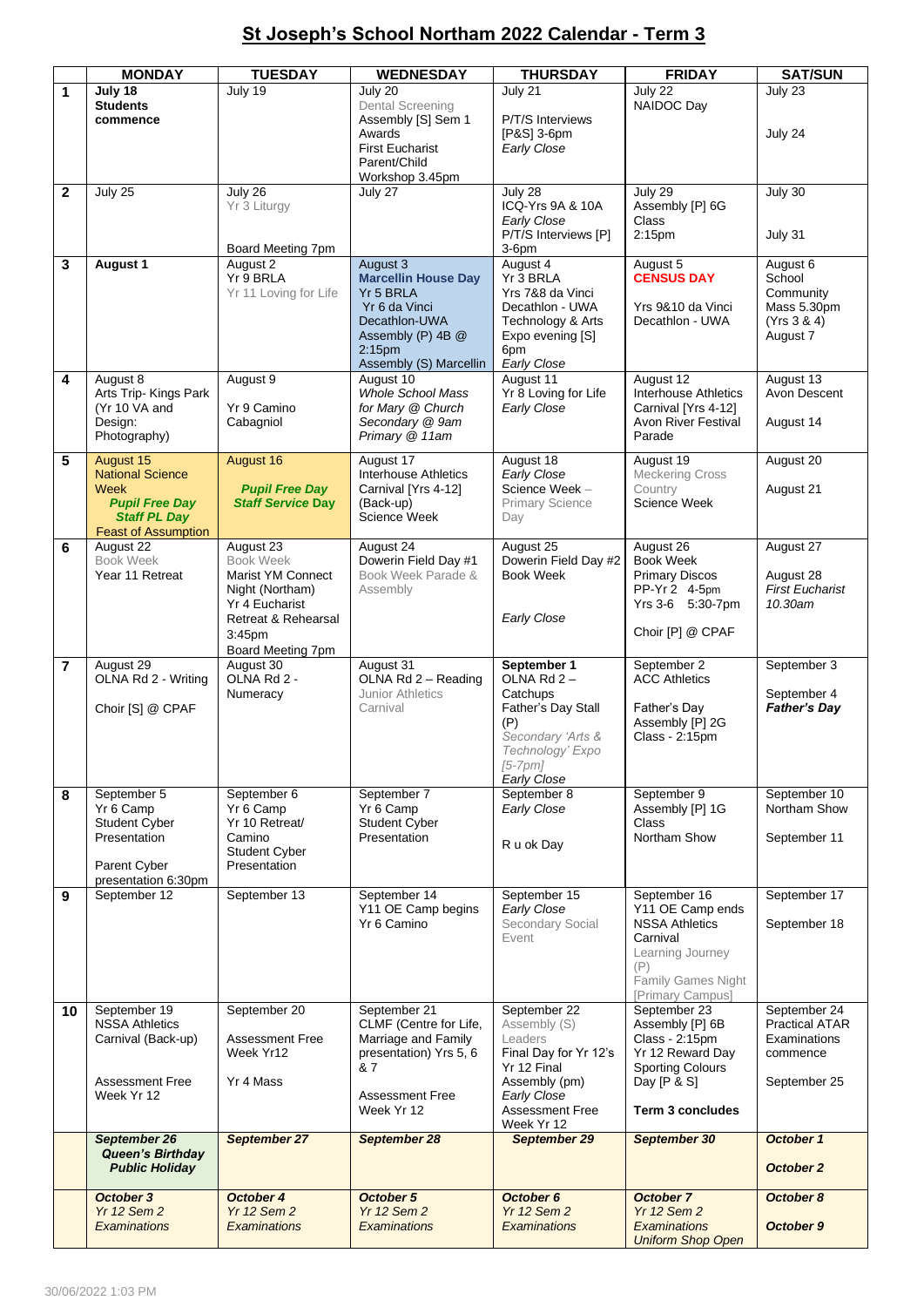# St Joseph's School Northam 2022 Calendar - Term 3

| | MONDAY | TUESDAY | WEDNESDAY | THURSDAY | FRIDAY | SAT/SUN |
|---|---|---|---|---|---|---|
| **1** | **July 18**<br>**Students commence** | July 19 | July 20<br>Dental Screening<br>Assembly [S] Sem 1 Awards<br>First Eucharist Parent/Child Workshop 3.45pm | July 21<br><br>P/T/S Interviews [P&S] 3-6pm<br>*Early Close* | July 22<br>NAIDOC Day | July 23<br><br>July 24 |
| **2** | July 25 | July 26<br>Yr 3 Liturgy<br><br>Board Meeting 7pm | July 27 | July 28<br>ICQ-Yrs 9A & 10A<br>*Early Close*<br>P/T/S Interviews [P] 3-6pm | July 29<br>Assembly [P] 6G Class<br>2:15pm | July 30<br><br>July 31 |
| **3** | **August 1** | August 2<br>Yr 9 BRLA<br>Yr 11 Loving for Life | August 3<br>**Marcellin House Day**<br>Yr 5 BRLA<br>Yr 6 da Vinci Decathlon-UWA<br>Assembly (P) 4B @ 2:15pm<br>Assembly (S) Marcellin | August 4<br>Yr 3 BRLA<br>Yrs 7&8 da Vinci Decathlon - UWA<br>Technology & Arts Expo evening [S] 6pm<br>*Early Close* | August 5<br>**CENSUS DAY**<br><br>Yrs 9&10 da Vinci Decathlon - UWA | August 6<br>School Community Mass 5.30pm (Yrs 3 & 4)<br>August 7 |
| **4** | August 8<br>Arts Trip- Kings Park (Yr 10 VA and Design: Photography) | August 9<br><br>Yr 9 Camino Cabagniol | August 10<br>*Whole School Mass for Mary @ Church*<br>*Secondary @ 9am*<br>*Primary @ 11am* | August 11<br>Yr 8 Loving for Life<br>*Early Close* | August 12<br>Interhouse Athletics Carnival [Yrs 4-12]<br>Avon River Festival Parade | August 13<br>Avon Descent<br><br>August 14 |
| **5** | August 15<br>National Science Week<br>***Pupil Free Day***<br>***Staff PL Day***<br>Feast of Assumption | August 16<br><br>***Pupil Free Day***<br>***Staff Service Day*** | August 17<br>Interhouse Athletics Carnival [Yrs 4-12] (Back-up)<br>Science Week | August 18<br>*Early Close*<br>Science Week –<br>Primary Science Day | August 19<br>Meckering Cross Country<br>Science Week | August 20<br><br>August 21 |
| **6** | August 22<br>Book Week<br>Year 11 Retreat | August 23<br>Book Week<br>Marist YM Connect Night (Northam)<br>Yr 4 Eucharist Retreat & Rehearsal 3:45pm<br>Board Meeting 7pm | August 24<br>Dowerin Field Day #1<br>Book Week Parade & Assembly | August 25<br>Dowerin Field Day #2<br>Book Week<br><br>*Early Close* | August 26<br>Book Week<br>Primary Discos<br>PP-Yr 2 4-5pm<br>Yrs 3-6 5:30-7pm<br><br>Choir [P] @ CPAF | August 27<br><br>August 28<br>*First Eucharist 10.30am* |
| **7** | August 29<br>OLNA Rd 2 - Writing<br><br>Choir [S] @ CPAF | August 30<br>OLNA Rd 2 - Numeracy | August 31<br>OLNA Rd 2 – Reading<br>Junior Athletics Carnival | **September 1**<br>OLNA Rd 2 – Catchups<br>Father's Day Stall (P)<br>*Secondary 'Arts & Technology' Expo [5-7pm]*<br>*Early Close* | September 2<br>ACC Athletics<br><br>Father's Day Assembly [P] 2G Class - 2:15pm | September 3<br><br>September 4<br>***Father's Day*** |
| **8** | September 5<br>Yr 6 Camp<br>Student Cyber Presentation<br><br>Parent Cyber presentation 6:30pm | September 6<br>Yr 6 Camp<br>Yr 10 Retreat/ Camino<br>Student Cyber Presentation | September 7<br>Yr 6 Camp<br>Student Cyber Presentation | September 8<br>*Early Close*<br><br>R u ok Day | September 9<br>Assembly [P] 1G Class<br>Northam Show | September 10<br>Northam Show<br><br>September 11 |
| **9** | September 12 | September 13 | September 14<br>Y11 OE Camp begins<br>Yr 6 Camino | September 15<br>*Early Close*<br>Secondary Social Event | September 16<br>Y11 OE Camp ends<br>NSSA Athletics Carnival<br>Learning Journey (P)<br>Family Games Night [Primary Campus] | September 17<br><br>September 18 |
| **10** | September 19<br>NSSA Athletics Carnival (Back-up)<br><br>Assessment Free Week Yr 12 | September 20<br><br>Assessment Free Week Yr12<br><br>Yr 4 Mass | September 21<br>CLMF (Centre for Life, Marriage and Family presentation) Yrs 5, 6 & 7<br><br>Assessment Free Week Yr 12 | September 22<br>Assembly (S) Leaders<br>Final Day for Yr 12's<br>Yr 12 Final Assembly (pm)<br>*Early Close*<br>Assessment Free Week Yr 12 | September 23<br>Assembly [P] 6B Class - 2:15pm<br>Yr 12 Reward Day<br>Sporting Colours Day [P & S]<br><br>**Term 3 concludes** | September 24<br>Practical ATAR Examinations commence<br><br>September 25 |
| | ***September 26***<br>***Queen's Birthday Public Holiday*** | ***September 27*** | ***September 28*** | ***September 29*** | ***September 30*** | ***October 1***<br><br>***October 2*** |
| | ***October 3***<br>*Yr 12 Sem 2 Examinations* | ***October 4***<br>*Yr 12 Sem 2 Examinations* | ***October 5***<br>*Yr 12 Sem 2 Examinations* | ***October 6***<br>*Yr 12 Sem 2 Examinations* | ***October 7***<br>*Yr 12 Sem 2 Examinations*<br>*Uniform Shop Open* | ***October 8***<br><br>***October 9*** |

30/06/2022 1:03 PM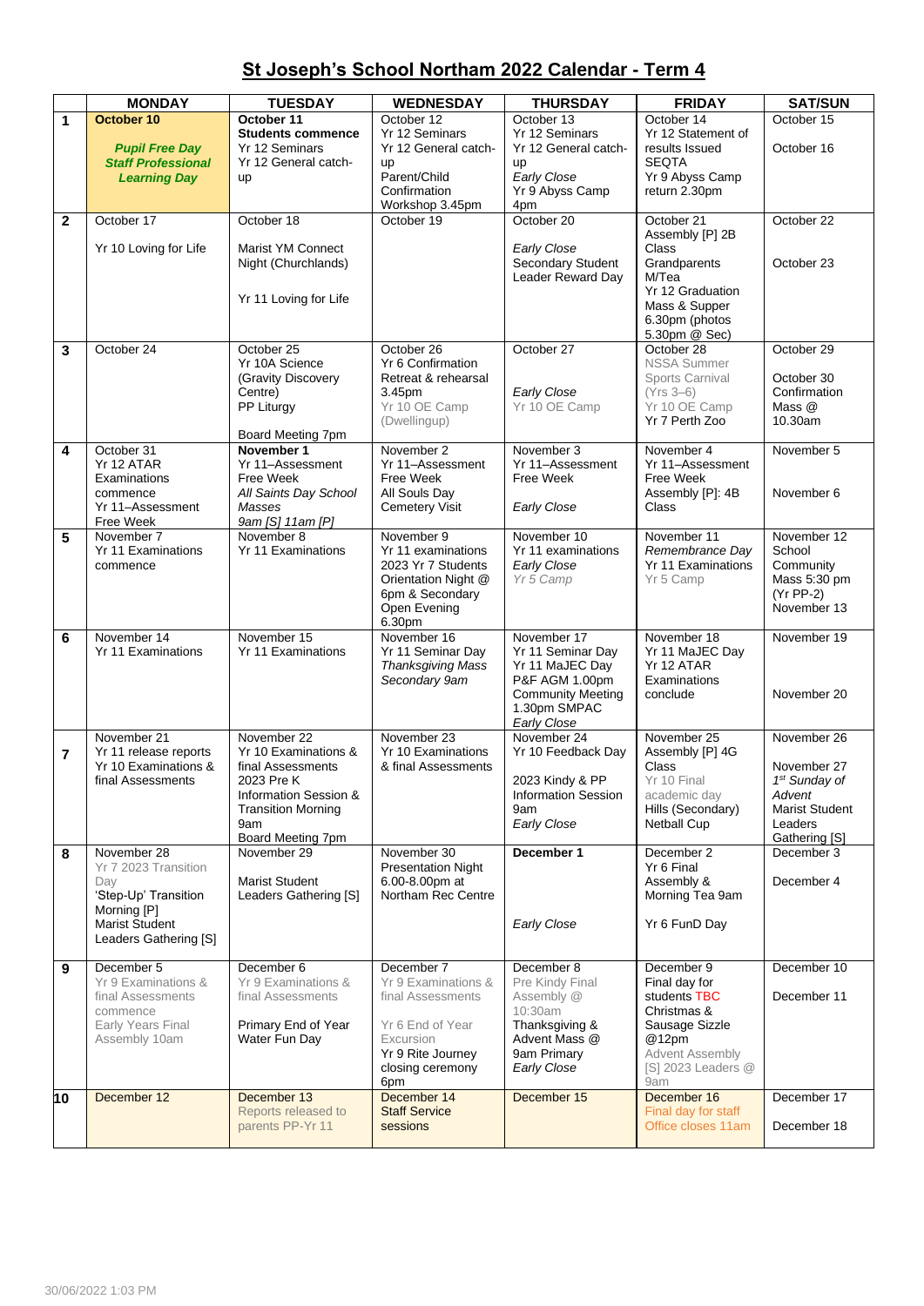# St Joseph's School Northam 2022 Calendar - Term 4

| | MONDAY | TUESDAY | WEDNESDAY | THURSDAY | FRIDAY | SAT/SUN |
|---|---|---|---|---|---|---|
| **1** | **October 10** ***Pupil Free Day Staff Professional Learning Day*** | October 11 **Students commence** Yr 12 Seminars Yr 12 General catch-up | October 12 Yr 12 Seminars Yr 12 General catch-up Parent/Child Confirmation Workshop 3.45pm | October 13 Yr 12 Seminars Yr 12 General catch-up *Early Close* Yr 9 Abyss Camp 4pm | October 14 Yr 12 Statement of results Issued SEQTA Yr 9 Abyss Camp return 2.30pm | October 15 October 16 |
| **2** | October 17 Yr 10 Loving for Life | October 18 Marist YM Connect Night (Churchlands) Yr 11 Loving for Life | October 19 | October 20 *Early Close* Secondary Student Leader Reward Day | October 21 Assembly [P] 2B Class Grandparents M/Tea Yr 12 Graduation Mass & Supper 6.30pm (photos 5.30pm @ Sec) | October 22 October 23 |
| **3** | October 24 | October 25 Yr 10A Science (Gravity Discovery Centre) PP Liturgy Board Meeting 7pm | October 26 Yr 6 Confirmation Retreat & rehearsal 3.45pm Yr 10 OE Camp (Dwellingup) | October 27 *Early Close* Yr 10 OE Camp | October 28 NSSA Summer Sports Carnival (Yrs 3–6) Yr 10 OE Camp Yr 7 Perth Zoo | October 29 October 30 Confirmation Mass @ 10.30am |
| **4** | October 31 Yr 12 ATAR Examinations commence Yr 11–Assessment Free Week | **November 1** Yr 11–Assessment Free Week *All Saints Day School Masses 9am [S] 11am [P]* | November 2 Yr 11–Assessment Free Week All Souls Day Cemetery Visit | November 3 Yr 11–Assessment Free Week *Early Close* | November 4 Yr 11–Assessment Free Week Assembly [P]: 4B Class | November 5 November 6 |
| **5** | November 7 Yr 11 Examinations commence | November 8 Yr 11 Examinations | November 9 Yr 11 examinations 2023 Yr 7 Students Orientation Night @ 6pm & Secondary Open Evening 6.30pm | November 10 Yr 11 examinations *Early Close* *Yr 5 Camp* | November 11 *Remembrance Day* Yr 11 Examinations Yr 5 Camp | November 12 School Community Mass 5:30 pm (Yr PP-2) November 13 |
| **6** | November 14 Yr 11 Examinations | November 15 Yr 11 Examinations | November 16 Yr 11 Seminar Day *Thanksgiving Mass Secondary 9am* | November 17 Yr 11 Seminar Day Yr 11 MaJEC Day P&F AGM 1.00pm Community Meeting 1.30pm SMPAC *Early Close* | November 18 Yr 11 MaJEC Day Yr 12 ATAR Examinations conclude | November 19 November 20 |
| **7** | November 21 Yr 11 release reports Yr 10 Examinations & final Assessments | November 22 Yr 10 Examinations & final Assessments 2023 Pre K Information Session & Transition Morning 9am Board Meeting 7pm | November 23 Yr 10 Examinations & final Assessments | November 24 Yr 10 Feedback Day 2023 Kindy & PP Information Session 9am *Early Close* | November 25 Assembly [P] 4G Class Yr 10 Final academic day Hills (Secondary) Netball Cup | November 26 November 27 *1st Sunday of Advent* Marist Student Leaders Gathering [S] |
| **8** | November 28 Yr 7 2023 Transition Day 'Step-Up' Transition Morning [P] Marist Student Leaders Gathering [S] | November 29 Marist Student Leaders Gathering [S] | November 30 Presentation Night 6.00-8.00pm at Northam Rec Centre | **December 1** *Early Close* | December 2 Yr 6 Final Assembly & Morning Tea 9am Yr 6 FunD Day | December 3 December 4 |
| **9** | December 5 Yr 9 Examinations & final Assessments commence Early Years Final Assembly 10am | December 6 Yr 9 Examinations & final Assessments Primary End of Year Water Fun Day | December 7 Yr 9 Examinations & final Assessments Yr 6 End of Year Excursion Yr 9 Rite Journey closing ceremony 6pm | December 8 Pre Kindy Final Assembly @ 10:30am Thanksgiving & Advent Mass @ 9am Primary *Early Close* | December 9 Final day for students TBC Christmas & Sausage Sizzle @12pm Advent Assembly [S] 2023 Leaders @ 9am | December 10 December 11 |
| **10** | December 12 | December 13 Reports released to parents PP-Yr 11 | December 14 Staff Service sessions | December 15 | December 16 Final day for staff Office closes 11am | December 17 December 18 |